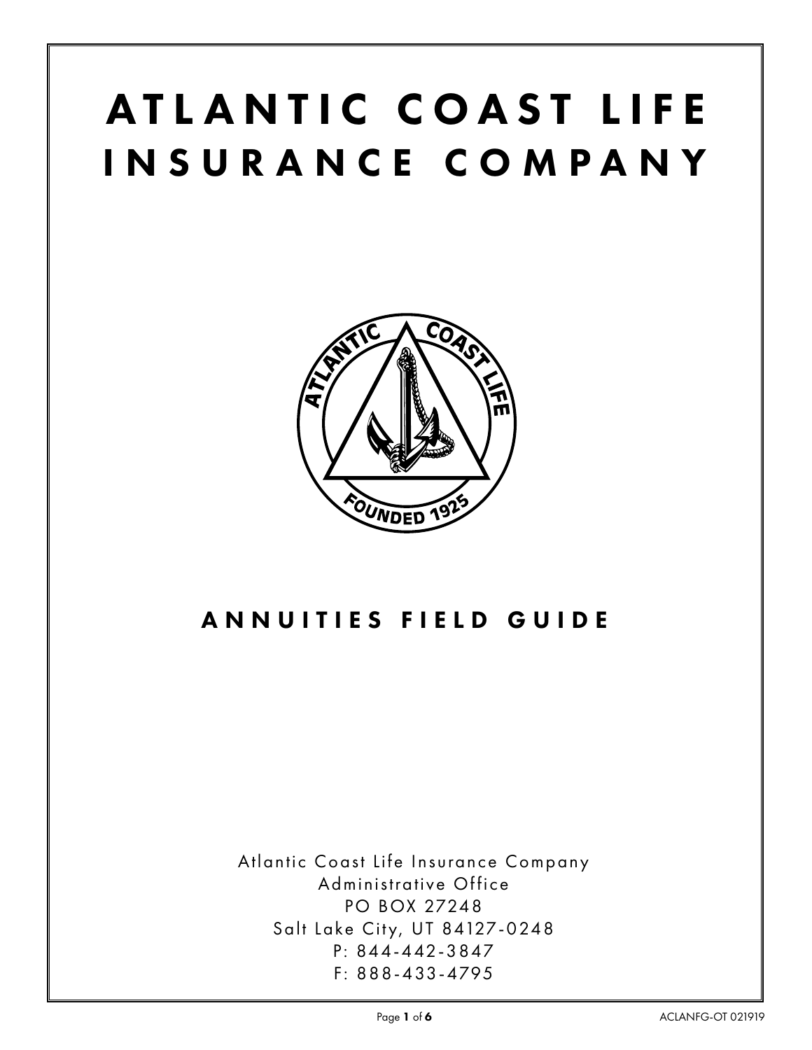# ATLANTIC COAST LIFE INSURANCE COMPANY

## ANNUITIES FIELD GUIDE

Atlantic Coast Life Insurance Company
Administrative Office
PO BOX 27248
Salt Lake City, UT 84127-0248
P: 844-442-3847
F: 888-433-4795

ACLANFG-OT 021919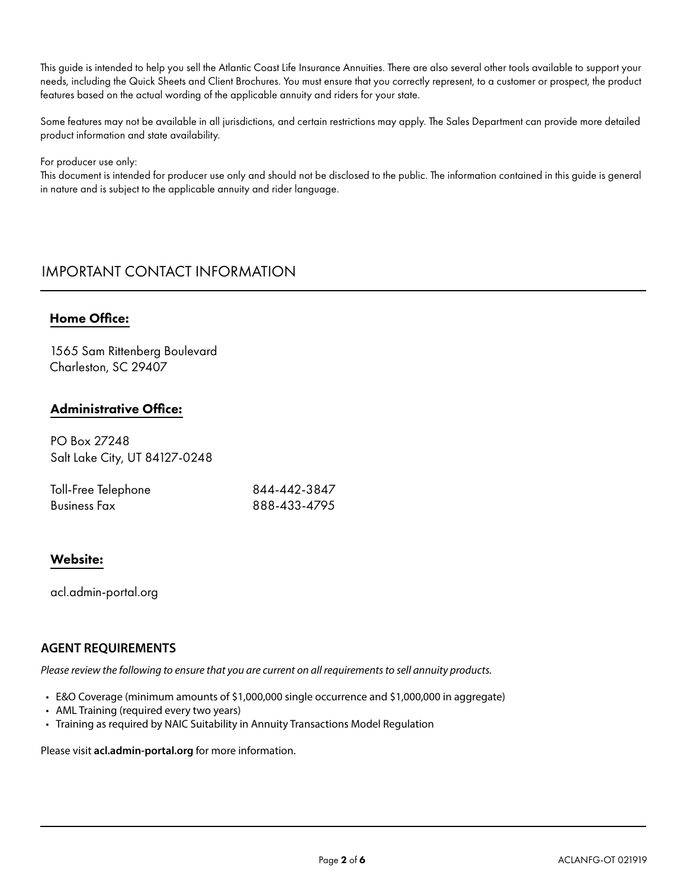This guide is intended to help you sell the Atlantic Coast Life Insurance Annuities. There are also several other tools available to support your needs, including the Quick Sheets and Client Brochures. You must ensure that you correctly represent, to a customer or prospect, the product features based on the actual wording of the applicable annuity and riders for your state.

Some features may not be available in all jurisdictions, and certain restrictions may apply. The Sales Department can provide more detailed product information and state availability.

For producer use only:
This document is intended for producer use only and should not be disclosed to the public. The information contained in this guide is general in nature and is subject to the applicable annuity and rider language.

## IMPORTANT CONTACT INFORMATION

### Home Office:

1565 Sam Rittenberg Boulevard
Charleston, SC 29407

### Administrative Office:

PO Box 27248
Salt Lake City, UT 84127-0248

| Toll-Free Telephone | 844-442-3847 |
| --- | --- |
| Business Fax | 888-433-4795 |

### Website:

acl.admin-portal.org

## AGENT REQUIREMENTS

*Please review the following to ensure that you are current on all requirements to sell annuity products.*

- E&O Coverage (minimum amounts of $1,000,000 single occurrence and $1,000,000 in aggregate)
- AML Training (required every two years)
- Training as required by NAIC Suitability in Annuity Transactions Model Regulation

Please visit **acl.admin-portal.org** for more information.

ACLANFG-OT 021919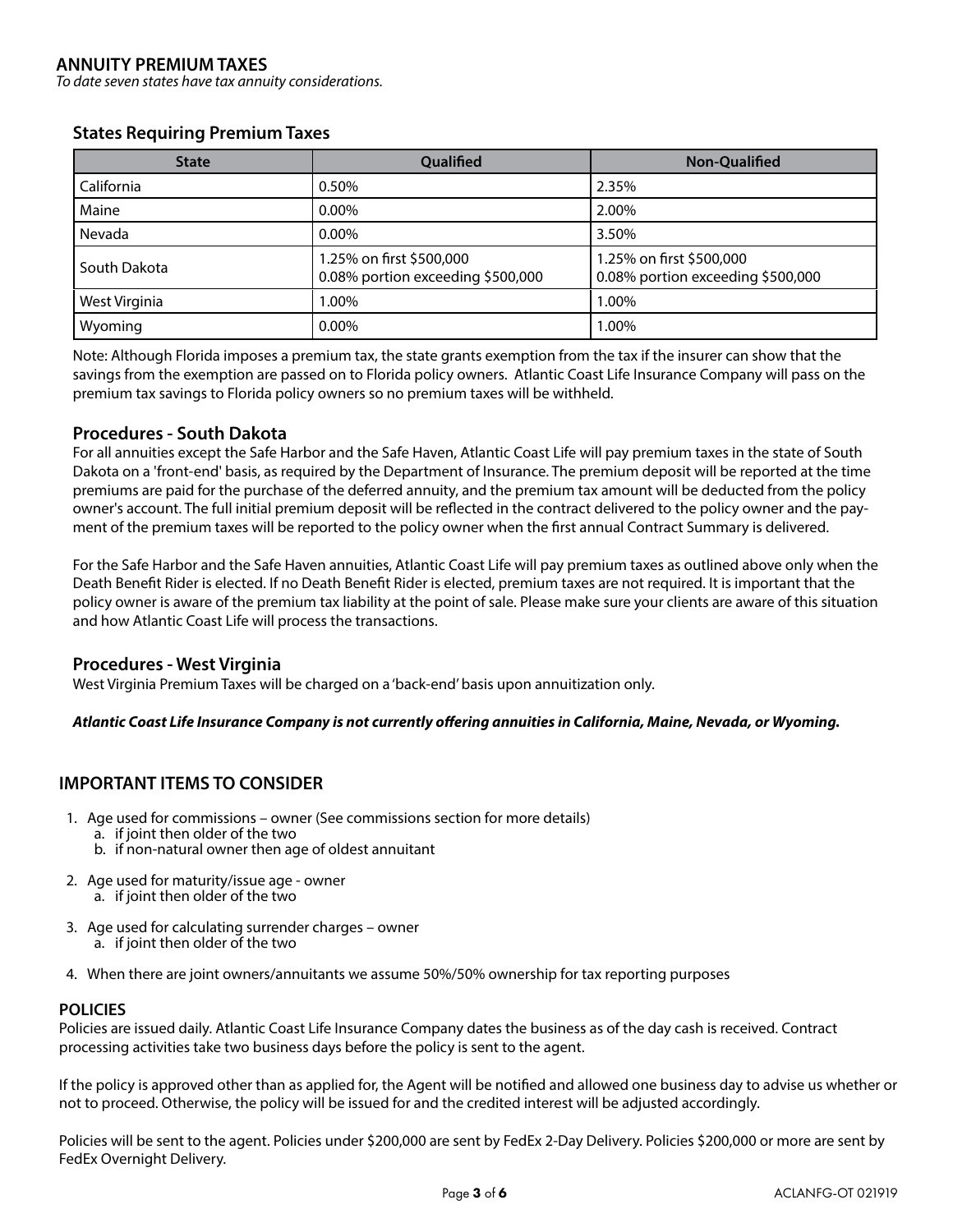## ANNUITY PREMIUM TAXES

*To date seven states have tax annuity considerations.*

### States Requiring Premium Taxes

| State | Qualified | Non-Qualified |
| --- | --- | --- |
| California | 0.50% | 2.35% |
| Maine | 0.00% | 2.00% |
| Nevada | 0.00% | 3.50% |
| South Dakota | 1.25% on first $500,000<br>0.08% portion exceeding $500,000 | 1.25% on first $500,000<br>0.08% portion exceeding $500,000 |
| West Virginia | 1.00% | 1.00% |
| Wyoming | 0.00% | 1.00% |

Note: Although Florida imposes a premium tax, the state grants exemption from the tax if the insurer can show that the savings from the exemption are passed on to Florida policy owners. Atlantic Coast Life Insurance Company will pass on the premium tax savings to Florida policy owners so no premium taxes will be withheld.

### Procedures - South Dakota

For all annuities except the Safe Harbor and the Safe Haven, Atlantic Coast Life will pay premium taxes in the state of South Dakota on a 'front-end' basis, as required by the Department of Insurance. The premium deposit will be reported at the time premiums are paid for the purchase of the deferred annuity, and the premium tax amount will be deducted from the policy owner's account. The full initial premium deposit will be reflected in the contract delivered to the policy owner and the payment of the premium taxes will be reported to the policy owner when the first annual Contract Summary is delivered.

For the Safe Harbor and the Safe Haven annuities, Atlantic Coast Life will pay premium taxes as outlined above only when the Death Benefit Rider is elected. If no Death Benefit Rider is elected, premium taxes are not required. It is important that the policy owner is aware of the premium tax liability at the point of sale. Please make sure your clients are aware of this situation and how Atlantic Coast Life will process the transactions.

### Procedures - West Virginia

West Virginia Premium Taxes will be charged on a 'back-end' basis upon annuitization only.

***Atlantic Coast Life Insurance Company is not currently offering annuities in California, Maine, Nevada, or Wyoming.***

## IMPORTANT ITEMS TO CONSIDER

1. Age used for commissions – owner (See commissions section for more details)
   a. if joint then older of the two
   b. if non-natural owner then age of oldest annuitant
2. Age used for maturity/issue age - owner
   a. if joint then older of the two
3. Age used for calculating surrender charges – owner
   a. if joint then older of the two
4. When there are joint owners/annuitants we assume 50%/50% ownership for tax reporting purposes

## POLICIES

Policies are issued daily. Atlantic Coast Life Insurance Company dates the business as of the day cash is received. Contract processing activities take two business days before the policy is sent to the agent.

If the policy is approved other than as applied for, the Agent will be notified and allowed one business day to advise us whether or not to proceed. Otherwise, the policy will be issued for and the credited interest will be adjusted accordingly.

Policies will be sent to the agent. Policies under $200,000 are sent by FedEx 2-Day Delivery. Policies $200,000 or more are sent by FedEx Overnight Delivery.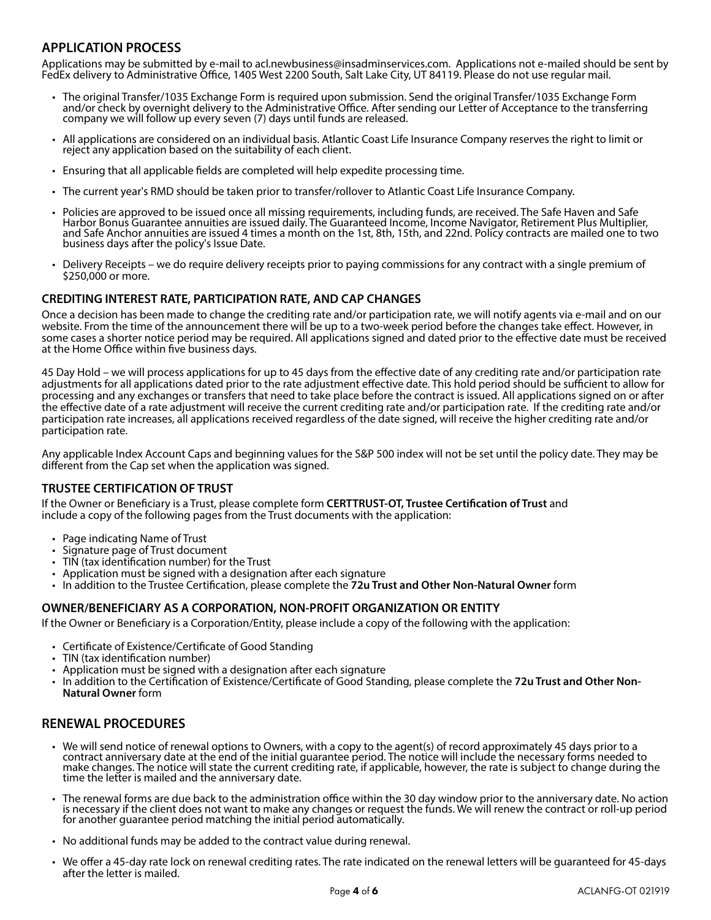## APPLICATION PROCESS

Applications may be submitted by e-mail to acl.newbusiness@insadminservices.com. Applications not e-mailed should be sent by FedEx delivery to Administrative Office, 1405 West 2200 South, Salt Lake City, UT 84119. Please do not use regular mail.

- The original Transfer/1035 Exchange Form is required upon submission. Send the original Transfer/1035 Exchange Form and/or check by overnight delivery to the Administrative Office. After sending our Letter of Acceptance to the transferring company we will follow up every seven (7) days until funds are released.
- All applications are considered on an individual basis. Atlantic Coast Life Insurance Company reserves the right to limit or reject any application based on the suitability of each client.
- Ensuring that all applicable fields are completed will help expedite processing time.
- The current year's RMD should be taken prior to transfer/rollover to Atlantic Coast Life Insurance Company.
- Policies are approved to be issued once all missing requirements, including funds, are received. The Safe Haven and Safe Harbor Bonus Guarantee annuities are issued daily. The Guaranteed Income, Income Navigator, Retirement Plus Multiplier, and Safe Anchor annuities are issued 4 times a month on the 1st, 8th, 15th, and 22nd. Policy contracts are mailed one to two business days after the policy's Issue Date.
- Delivery Receipts – we do require delivery receipts prior to paying commissions for any contract with a single premium of $250,000 or more.

### CREDITING INTEREST RATE, PARTICIPATION RATE, AND CAP CHANGES

Once a decision has been made to change the crediting rate and/or participation rate, we will notify agents via e-mail and on our website. From the time of the announcement there will be up to a two-week period before the changes take effect. However, in some cases a shorter notice period may be required. All applications signed and dated prior to the effective date must be received at the Home Office within five business days.

45 Day Hold – we will process applications for up to 45 days from the effective date of any crediting rate and/or participation rate adjustments for all applications dated prior to the rate adjustment effective date. This hold period should be sufficient to allow for processing and any exchanges or transfers that need to take place before the contract is issued. All applications signed on or after the effective date of a rate adjustment will receive the current crediting rate and/or participation rate. If the crediting rate and/or participation rate increases, all applications received regardless of the date signed, will receive the higher crediting rate and/or participation rate.

Any applicable Index Account Caps and beginning values for the S&P 500 index will not be set until the policy date. They may be different from the Cap set when the application was signed.

### TRUSTEE CERTIFICATION OF TRUST

If the Owner or Beneficiary is a Trust, please complete form **CERTTRUST-OT, Trustee Certification of Trust** and include a copy of the following pages from the Trust documents with the application:

- Page indicating Name of Trust
- Signature page of Trust document
- TIN (tax identification number) for the Trust
- Application must be signed with a designation after each signature
- In addition to the Trustee Certification, please complete the **72u Trust and Other Non-Natural Owner** form

### OWNER/BENEFICIARY AS A CORPORATION, NON-PROFIT ORGANIZATION OR ENTITY

If the Owner or Beneficiary is a Corporation/Entity, please include a copy of the following with the application:

- Certificate of Existence/Certificate of Good Standing
- TIN (tax identification number)
- Application must be signed with a designation after each signature
- In addition to the Certification of Existence/Certificate of Good Standing, please complete the **72u Trust and Other Non-Natural Owner** form

## RENEWAL PROCEDURES

- We will send notice of renewal options to Owners, with a copy to the agent(s) of record approximately 45 days prior to a contract anniversary date at the end of the initial guarantee period. The notice will include the necessary forms needed to make changes. The notice will state the current crediting rate, if applicable, however, the rate is subject to change during the time the letter is mailed and the anniversary date.
- The renewal forms are due back to the administration office within the 30 day window prior to the anniversary date. No action is necessary if the client does not want to make any changes or request the funds. We will renew the contract or roll-up period for another guarantee period matching the initial period automatically.
- No additional funds may be added to the contract value during renewal.
- We offer a 45-day rate lock on renewal crediting rates. The rate indicated on the renewal letters will be guaranteed for 45-days after the letter is mailed.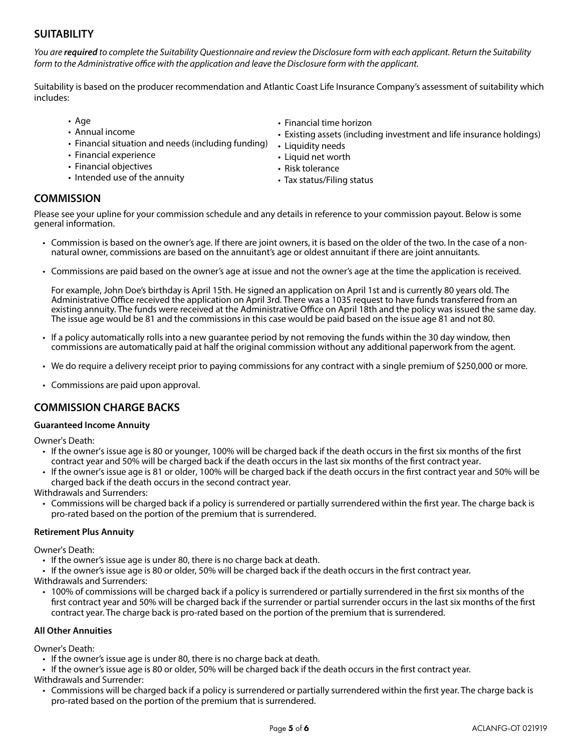## SUITABILITY

*You are **required** to complete the Suitability Questionnaire and review the Disclosure form with each applicant. Return the Suitability form to the Administrative office with the application and leave the Disclosure form with the applicant.*

Suitability is based on the producer recommendation and Atlantic Coast Life Insurance Company's assessment of suitability which includes:

- Age
- Annual income
- Financial situation and needs (including funding)
- Financial experience
- Financial objectives
- Intended use of the annuity
- Financial time horizon
- Existing assets (including investment and life insurance holdings)
- Liquidity needs
- Liquid net worth
- Risk tolerance
- Tax status/Filing status

## COMMISSION

Please see your upline for your commission schedule and any details in reference to your commission payout. Below is some general information.

- Commission is based on the owner's age. If there are joint owners, it is based on the older of the two. In the case of a non-natural owner, commissions are based on the annuitant's age or oldest annuitant if there are joint annuitants.
- Commissions are paid based on the owner's age at issue and not the owner's age at the time the application is received.

  For example, John Doe's birthday is April 15th. He signed an application on April 1st and is currently 80 years old. The Administrative Office received the application on April 3rd. There was a 1035 request to have funds transferred from an existing annuity. The funds were received at the Administrative Office on April 18th and the policy was issued the same day. The issue age would be 81 and the commissions in this case would be paid based on the issue age 81 and not 80.
- If a policy automatically rolls into a new guarantee period by not removing the funds within the 30 day window, then commissions are automatically paid at half the original commission without any additional paperwork from the agent.
- We do require a delivery receipt prior to paying commissions for any contract with a single premium of $250,000 or more.
- Commissions are paid upon approval.

## COMMISSION CHARGE BACKS

### Guaranteed Income Annuity

Owner's Death:

- If the owner's issue age is 80 or younger, 100% will be charged back if the death occurs in the first six months of the first contract year and 50% will be charged back if the death occurs in the last six months of the first contract year.
- If the owner's issue age is 81 or older, 100% will be charged back if the death occurs in the first contract year and 50% will be charged back if the death occurs in the second contract year.

Withdrawals and Surrenders:

- Commissions will be charged back if a policy is surrendered or partially surrendered within the first year. The charge back is pro-rated based on the portion of the premium that is surrendered.

### Retirement Plus Annuity

Owner's Death:

- If the owner's issue age is under 80, there is no charge back at death.
- If the owner's issue age is 80 or older, 50% will be charged back if the death occurs in the first contract year.

Withdrawals and Surrenders:

- 100% of commissions will be charged back if a policy is surrendered or partially surrendered in the first six months of the first contract year and 50% will be charged back if the surrender or partial surrender occurs in the last six months of the first contract year. The charge back is pro-rated based on the portion of the premium that is surrendered.

### All Other Annuities

Owner's Death:

- If the owner's issue age is under 80, there is no charge back at death.
- If the owner's issue age is 80 or older, 50% will be charged back if the death occurs in the first contract year.

Withdrawals and Surrender:

- Commissions will be charged back if a policy is surrendered or partially surrendered within the first year. The charge back is pro-rated based on the portion of the premium that is surrendered.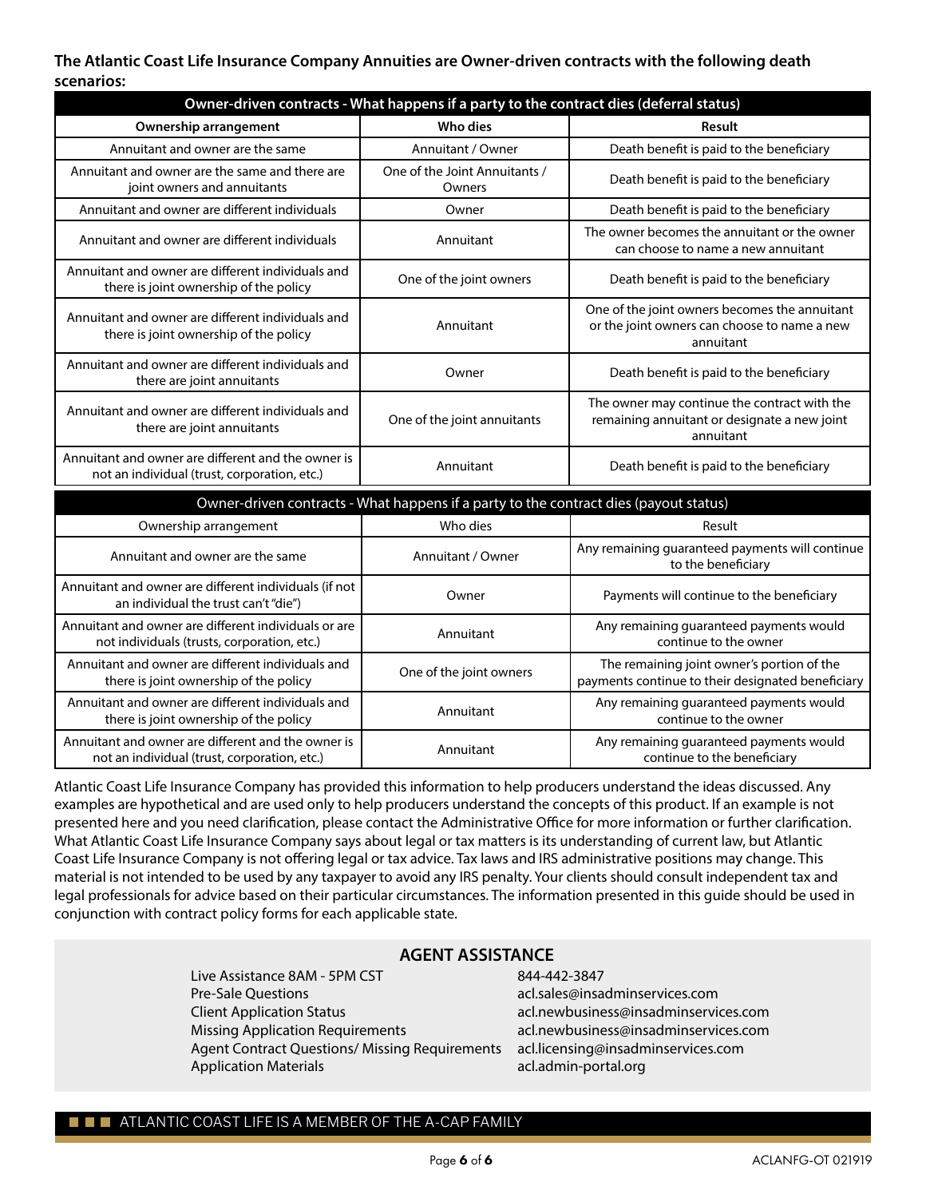**The Atlantic Coast Life Insurance Company Annuities are Owner-driven contracts with the following death scenarios:**

| Owner-driven contracts - What happens if a party to the contract dies (deferral status) | | |
|---|---|---|
| **Ownership arrangement** | **Who dies** | **Result** |
| Annuitant and owner are the same | Annuitant / Owner | Death benefit is paid to the beneficiary |
| Annuitant and owner are the same and there are joint owners and annuitants | One of the Joint Annuitants / Owners | Death benefit is paid to the beneficiary |
| Annuitant and owner are different individuals | Owner | Death benefit is paid to the beneficiary |
| Annuitant and owner are different individuals | Annuitant | The owner becomes the annuitant or the owner can choose to name a new annuitant |
| Annuitant and owner are different individuals and there is joint ownership of the policy | One of the joint owners | Death benefit is paid to the beneficiary |
| Annuitant and owner are different individuals and there is joint ownership of the policy | Annuitant | One of the joint owners becomes the annuitant or the joint owners can choose to name a new annuitant |
| Annuitant and owner are different individuals and there are joint annuitants | Owner | Death benefit is paid to the beneficiary |
| Annuitant and owner are different individuals and there are joint annuitants | One of the joint annuitants | The owner may continue the contract with the remaining annuitant or designate a new joint annuitant |
| Annuitant and owner are different and the owner is not an individual (trust, corporation, etc.) | Annuitant | Death benefit is paid to the beneficiary |

| Owner-driven contracts - What happens if a party to the contract dies (payout status) | | |
|---|---|---|
| Ownership arrangement | Who dies | Result |
| Annuitant and owner are the same | Annuitant / Owner | Any remaining guaranteed payments will continue to the beneficiary |
| Annuitant and owner are different individuals (if not an individual the trust can't "die") | Owner | Payments will continue to the beneficiary |
| Annuitant and owner are different individuals or are not individuals (trusts, corporation, etc.) | Annuitant | Any remaining guaranteed payments would continue to the owner |
| Annuitant and owner are different individuals and there is joint ownership of the policy | One of the joint owners | The remaining joint owner's portion of the payments continue to their designated beneficiary |
| Annuitant and owner are different individuals and there is joint ownership of the policy | Annuitant | Any remaining guaranteed payments would continue to the owner |
| Annuitant and owner are different and the owner is not an individual (trust, corporation, etc.) | Annuitant | Any remaining guaranteed payments would continue to the beneficiary |

Atlantic Coast Life Insurance Company has provided this information to help producers understand the ideas discussed. Any examples are hypothetical and are used only to help producers understand the concepts of this product. If an example is not presented here and you need clarification, please contact the Administrative Office for more information or further clarification. What Atlantic Coast Life Insurance Company says about legal or tax matters is its understanding of current law, but Atlantic Coast Life Insurance Company is not offering legal or tax advice. Tax laws and IRS administrative positions may change. This material is not intended to be used by any taxpayer to avoid any IRS penalty. Your clients should consult independent tax and legal professionals for advice based on their particular circumstances. The information presented in this guide should be used in conjunction with contract policy forms for each applicable state.

## AGENT ASSISTANCE

| | |
|---|---|
| Live Assistance 8AM - 5PM CST | 844-442-3847 |
| Pre-Sale Questions | acl.sales@insadminservices.com |
| Client Application Status | acl.newbusiness@insadminservices.com |
| Missing Application Requirements | acl.newbusiness@insadminservices.com |
| Agent Contract Questions/ Missing Requirements | acl.licensing@insadminservices.com |
| Application Materials | acl.admin-portal.org |

ATLANTIC COAST LIFE IS A MEMBER OF THE A-CAP FAMILY

ACLANFG-OT 021919